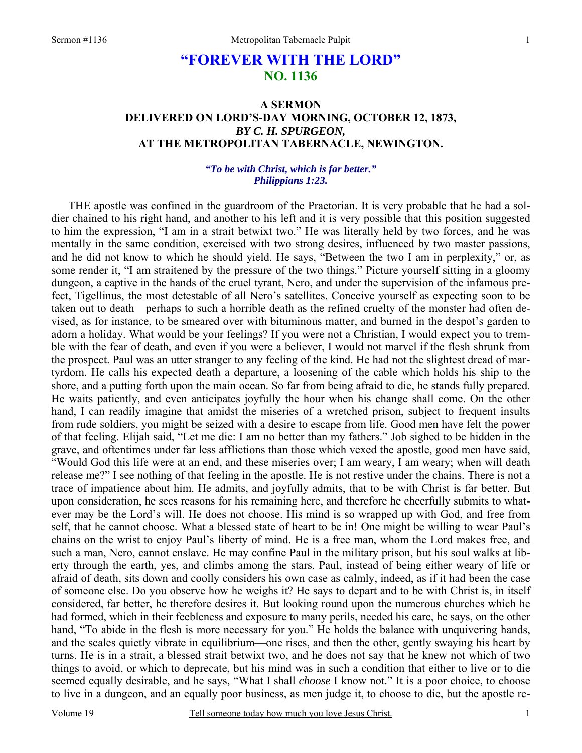# "FOREVER WITH THE LORD"
## NO. 1136

### A SERMON
### DELIVERED ON LORD'S-DAY MORNING, OCTOBER 12, 1873,
### *BY C. H. SPURGEON,*
### AT THE METROPOLITAN TABERNACLE, NEWINGTON.

***"To be with Christ, which is far better." Philippians 1:23.***

THE apostle was confined in the guardroom of the Praetorian. It is very probable that he had a soldier chained to his right hand, and another to his left and it is very possible that this position suggested to him the expression, "I am in a strait betwixt two." He was literally held by two forces, and he was mentally in the same condition, exercised with two strong desires, influenced by two master passions, and he did not know to which he should yield. He says, "Between the two I am in perplexity," or, as some render it, "I am straitened by the pressure of the two things." Picture yourself sitting in a gloomy dungeon, a captive in the hands of the cruel tyrant, Nero, and under the supervision of the infamous prefect, Tigellinus, the most detestable of all Nero's satellites. Conceive yourself as expecting soon to be taken out to death—perhaps to such a horrible death as the refined cruelty of the monster had often devised, as for instance, to be smeared over with bituminous matter, and burned in the despot's garden to adorn a holiday. What would be your feelings? If you were not a Christian, I would expect you to tremble with the fear of death, and even if you were a believer, I would not marvel if the flesh shrunk from the prospect. Paul was an utter stranger to any feeling of the kind. He had not the slightest dread of martyrdom. He calls his expected death a departure, a loosening of the cable which holds his ship to the shore, and a putting forth upon the main ocean. So far from being afraid to die, he stands fully prepared. He waits patiently, and even anticipates joyfully the hour when his change shall come. On the other hand, I can readily imagine that amidst the miseries of a wretched prison, subject to frequent insults from rude soldiers, you might be seized with a desire to escape from life. Good men have felt the power of that feeling. Elijah said, "Let me die: I am no better than my fathers." Job sighed to be hidden in the grave, and oftentimes under far less afflictions than those which vexed the apostle, good men have said, "Would God this life were at an end, and these miseries over; I am weary, I am weary; when will death release me?" I see nothing of that feeling in the apostle. He is not restive under the chains. There is not a trace of impatience about him. He admits, and joyfully admits, that to be with Christ is far better. But upon consideration, he sees reasons for his remaining here, and therefore he cheerfully submits to whatever may be the Lord's will. He does not choose. His mind is so wrapped up with God, and free from self, that he cannot choose. What a blessed state of heart to be in! One might be willing to wear Paul's chains on the wrist to enjoy Paul's liberty of mind. He is a free man, whom the Lord makes free, and such a man, Nero, cannot enslave. He may confine Paul in the military prison, but his soul walks at liberty through the earth, yes, and climbs among the stars. Paul, instead of being either weary of life or afraid of death, sits down and coolly considers his own case as calmly, indeed, as if it had been the case of someone else. Do you observe how he weighs it? He says to depart and to be with Christ is, in itself considered, far better, he therefore desires it. But looking round upon the numerous churches which he had formed, which in their feebleness and exposure to many perils, needed his care, he says, on the other hand, "To abide in the flesh is more necessary for you." He holds the balance with unquivering hands, and the scales quietly vibrate in equilibrium—one rises, and then the other, gently swaying his heart by turns. He is in a strait, a blessed strait betwixt two, and he does not say that he knew not which of two things to avoid, or which to deprecate, but his mind was in such a condition that either to live or to die seemed equally desirable, and he says, "What I shall *choose* I know not." It is a poor choice, to choose to live in a dungeon, and an equally poor business, as men judge it, to choose to die, but the apostle re-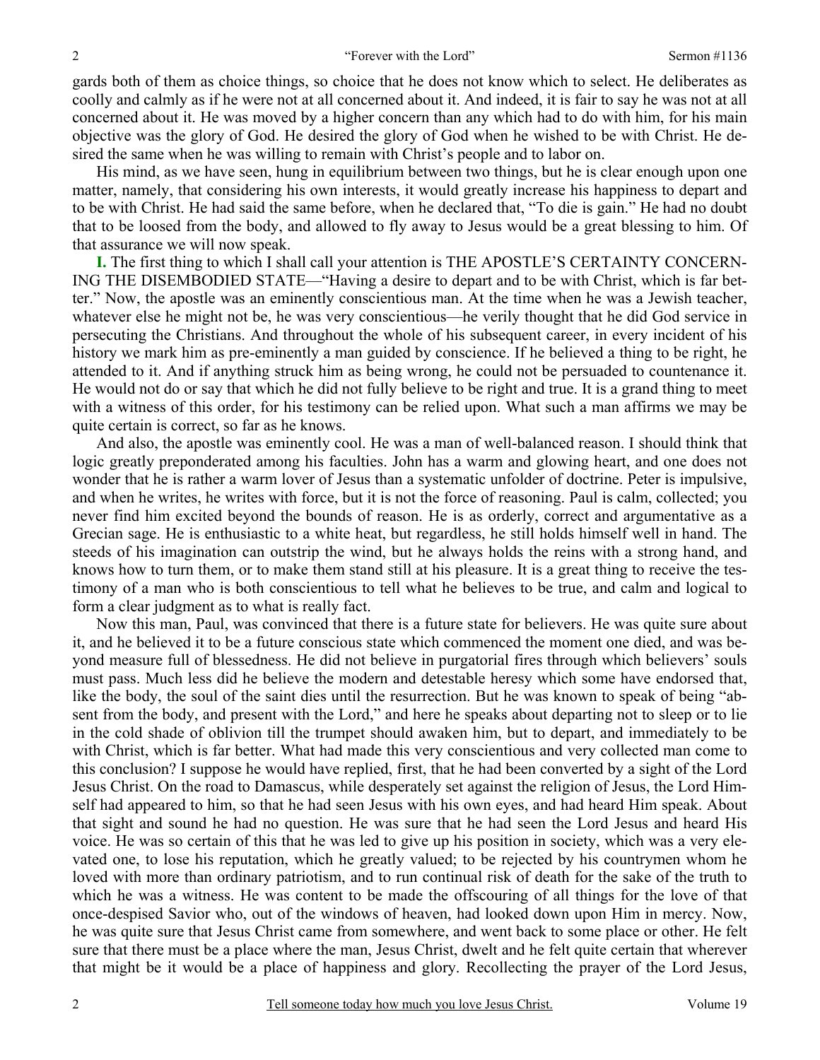gards both of them as choice things, so choice that he does not know which to select. He deliberates as coolly and calmly as if he were not at all concerned about it. And indeed, it is fair to say he was not at all concerned about it. He was moved by a higher concern than any which had to do with him, for his main objective was the glory of God. He desired the glory of God when he wished to be with Christ. He desired the same when he was willing to remain with Christ's people and to labor on.

His mind, as we have seen, hung in equilibrium between two things, but he is clear enough upon one matter, namely, that considering his own interests, it would greatly increase his happiness to depart and to be with Christ. He had said the same before, when he declared that, "To die is gain." He had no doubt that to be loosed from the body, and allowed to fly away to Jesus would be a great blessing to him. Of that assurance we will now speak.

**I.** The first thing to which I shall call your attention is THE APOSTLE'S CERTAINTY CONCERNING THE DISEMBODIED STATE—"Having a desire to depart and to be with Christ, which is far better." Now, the apostle was an eminently conscientious man. At the time when he was a Jewish teacher, whatever else he might not be, he was very conscientious—he verily thought that he did God service in persecuting the Christians. And throughout the whole of his subsequent career, in every incident of his history we mark him as pre-eminently a man guided by conscience. If he believed a thing to be right, he attended to it. And if anything struck him as being wrong, he could not be persuaded to countenance it. He would not do or say that which he did not fully believe to be right and true. It is a grand thing to meet with a witness of this order, for his testimony can be relied upon. What such a man affirms we may be quite certain is correct, so far as he knows.

And also, the apostle was eminently cool. He was a man of well-balanced reason. I should think that logic greatly preponderated among his faculties. John has a warm and glowing heart, and one does not wonder that he is rather a warm lover of Jesus than a systematic unfolder of doctrine. Peter is impulsive, and when he writes, he writes with force, but it is not the force of reasoning. Paul is calm, collected; you never find him excited beyond the bounds of reason. He is as orderly, correct and argumentative as a Grecian sage. He is enthusiastic to a white heat, but regardless, he still holds himself well in hand. The steeds of his imagination can outstrip the wind, but he always holds the reins with a strong hand, and knows how to turn them, or to make them stand still at his pleasure. It is a great thing to receive the testimony of a man who is both conscientious to tell what he believes to be true, and calm and logical to form a clear judgment as to what is really fact.

Now this man, Paul, was convinced that there is a future state for believers. He was quite sure about it, and he believed it to be a future conscious state which commenced the moment one died, and was beyond measure full of blessedness. He did not believe in purgatorial fires through which believers' souls must pass. Much less did he believe the modern and detestable heresy which some have endorsed that, like the body, the soul of the saint dies until the resurrection. But he was known to speak of being "absent from the body, and present with the Lord," and here he speaks about departing not to sleep or to lie in the cold shade of oblivion till the trumpet should awaken him, but to depart, and immediately to be with Christ, which is far better. What had made this very conscientious and very collected man come to this conclusion? I suppose he would have replied, first, that he had been converted by a sight of the Lord Jesus Christ. On the road to Damascus, while desperately set against the religion of Jesus, the Lord Himself had appeared to him, so that he had seen Jesus with his own eyes, and had heard Him speak. About that sight and sound he had no question. He was sure that he had seen the Lord Jesus and heard His voice. He was so certain of this that he was led to give up his position in society, which was a very elevated one, to lose his reputation, which he greatly valued; to be rejected by his countrymen whom he loved with more than ordinary patriotism, and to run continual risk of death for the sake of the truth to which he was a witness. He was content to be made the offscouring of all things for the love of that once-despised Savior who, out of the windows of heaven, had looked down upon Him in mercy. Now, he was quite sure that Jesus Christ came from somewhere, and went back to some place or other. He felt sure that there must be a place where the man, Jesus Christ, dwelt and he felt quite certain that wherever that might be it would be a place of happiness and glory. Recollecting the prayer of the Lord Jesus,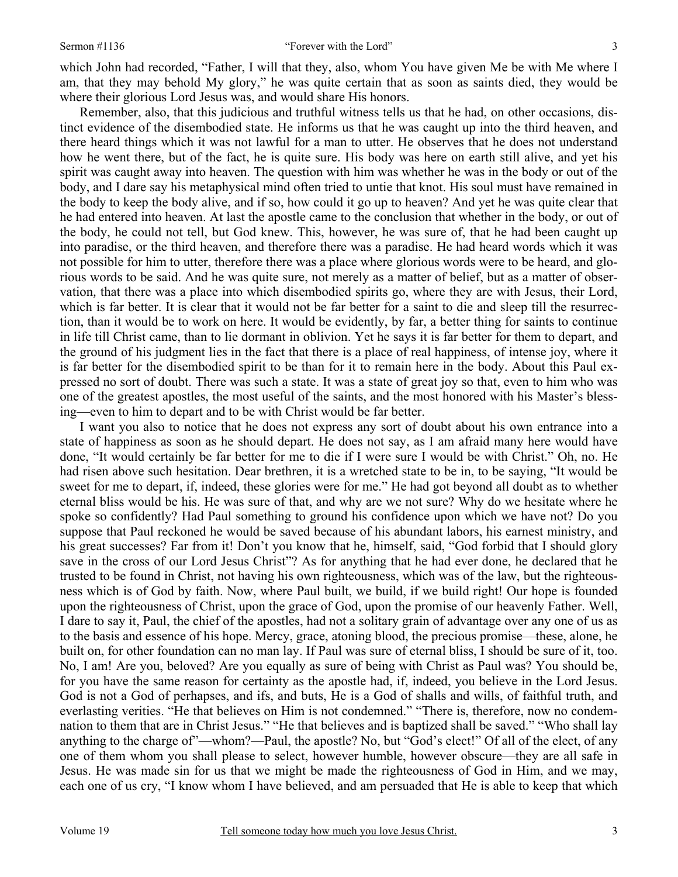which John had recorded, "Father, I will that they, also, whom You have given Me be with Me where I am, that they may behold My glory," he was quite certain that as soon as saints died, they would be where their glorious Lord Jesus was, and would share His honors.

Remember, also, that this judicious and truthful witness tells us that he had, on other occasions, distinct evidence of the disembodied state. He informs us that he was caught up into the third heaven, and there heard things which it was not lawful for a man to utter. He observes that he does not understand how he went there, but of the fact, he is quite sure. His body was here on earth still alive, and yet his spirit was caught away into heaven. The question with him was whether he was in the body or out of the body, and I dare say his metaphysical mind often tried to untie that knot. His soul must have remained in the body to keep the body alive, and if so, how could it go up to heaven? And yet he was quite clear that he had entered into heaven. At last the apostle came to the conclusion that whether in the body, or out of the body, he could not tell, but God knew. This, however, he was sure of, that he had been caught up into paradise, or the third heaven, and therefore there was a paradise. He had heard words which it was not possible for him to utter, therefore there was a place where glorious words were to be heard, and glorious words to be said. And he was quite sure, not merely as a matter of belief, but as a matter of observation, that there was a place into which disembodied spirits go, where they are with Jesus, their Lord, which is far better. It is clear that it would not be far better for a saint to die and sleep till the resurrection, than it would be to work on here. It would be evidently, by far, a better thing for saints to continue in life till Christ came, than to lie dormant in oblivion. Yet he says it is far better for them to depart, and the ground of his judgment lies in the fact that there is a place of real happiness, of intense joy, where it is far better for the disembodied spirit to be than for it to remain here in the body. About this Paul expressed no sort of doubt. There was such a state. It was a state of great joy so that, even to him who was one of the greatest apostles, the most useful of the saints, and the most honored with his Master's blessing—even to him to depart and to be with Christ would be far better.

I want you also to notice that he does not express any sort of doubt about his own entrance into a state of happiness as soon as he should depart. He does not say, as I am afraid many here would have done, "It would certainly be far better for me to die if I were sure I would be with Christ." Oh, no. He had risen above such hesitation. Dear brethren, it is a wretched state to be in, to be saying, "It would be sweet for me to depart, if, indeed, these glories were for me." He had got beyond all doubt as to whether eternal bliss would be his. He was sure of that, and why are we not sure? Why do we hesitate where he spoke so confidently? Had Paul something to ground his confidence upon which we have not? Do you suppose that Paul reckoned he would be saved because of his abundant labors, his earnest ministry, and his great successes? Far from it! Don't you know that he, himself, said, "God forbid that I should glory save in the cross of our Lord Jesus Christ"? As for anything that he had ever done, he declared that he trusted to be found in Christ, not having his own righteousness, which was of the law, but the righteousness which is of God by faith. Now, where Paul built, we build, if we build right! Our hope is founded upon the righteousness of Christ, upon the grace of God, upon the promise of our heavenly Father. Well, I dare to say it, Paul, the chief of the apostles, had not a solitary grain of advantage over any one of us as to the basis and essence of his hope. Mercy, grace, atoning blood, the precious promise—these, alone, he built on, for other foundation can no man lay. If Paul was sure of eternal bliss, I should be sure of it, too. No, I am! Are you, beloved? Are you equally as sure of being with Christ as Paul was? You should be, for you have the same reason for certainty as the apostle had, if, indeed, you believe in the Lord Jesus. God is not a God of perhapses, and ifs, and buts, He is a God of shalls and wills, of faithful truth, and everlasting verities. "He that believes on Him is not condemned." "There is, therefore, now no condemnation to them that are in Christ Jesus." "He that believes and is baptized shall be saved." "Who shall lay anything to the charge of"—whom?—Paul, the apostle? No, but "God's elect!" Of all of the elect, of any one of them whom you shall please to select, however humble, however obscure—they are all safe in Jesus. He was made sin for us that we might be made the righteousness of God in Him, and we may, each one of us cry, "I know whom I have believed, and am persuaded that He is able to keep that which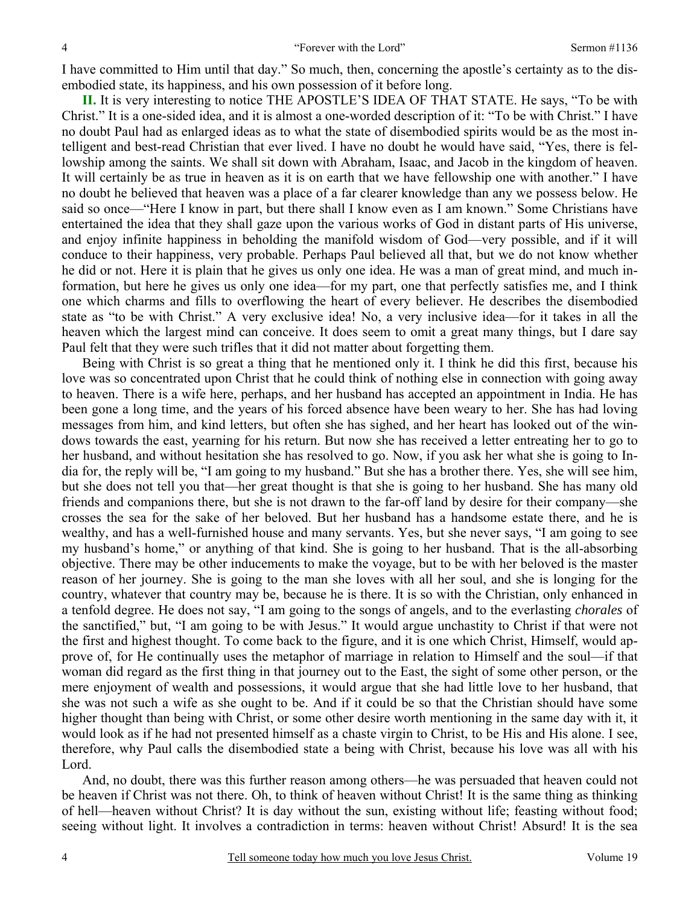I have committed to Him until that day." So much, then, concerning the apostle's certainty as to the disembodied state, its happiness, and his own possession of it before long.

**II.** It is very interesting to notice THE APOSTLE'S IDEA OF THAT STATE. He says, "To be with Christ." It is a one-sided idea, and it is almost a one-worded description of it: "To be with Christ." I have no doubt Paul had as enlarged ideas as to what the state of disembodied spirits would be as the most intelligent and best-read Christian that ever lived. I have no doubt he would have said, "Yes, there is fellowship among the saints. We shall sit down with Abraham, Isaac, and Jacob in the kingdom of heaven. It will certainly be as true in heaven as it is on earth that we have fellowship one with another." I have no doubt he believed that heaven was a place of a far clearer knowledge than any we possess below. He said so once—"Here I know in part, but there shall I know even as I am known." Some Christians have entertained the idea that they shall gaze upon the various works of God in distant parts of His universe, and enjoy infinite happiness in beholding the manifold wisdom of God—very possible, and if it will conduce to their happiness, very probable. Perhaps Paul believed all that, but we do not know whether he did or not. Here it is plain that he gives us only one idea. He was a man of great mind, and much information, but here he gives us only one idea—for my part, one that perfectly satisfies me, and I think one which charms and fills to overflowing the heart of every believer. He describes the disembodied state as "to be with Christ." A very exclusive idea! No, a very inclusive idea—for it takes in all the heaven which the largest mind can conceive. It does seem to omit a great many things, but I dare say Paul felt that they were such trifles that it did not matter about forgetting them.

Being with Christ is so great a thing that he mentioned only it. I think he did this first, because his love was so concentrated upon Christ that he could think of nothing else in connection with going away to heaven. There is a wife here, perhaps, and her husband has accepted an appointment in India. He has been gone a long time, and the years of his forced absence have been weary to her. She has had loving messages from him, and kind letters, but often she has sighed, and her heart has looked out of the windows towards the east, yearning for his return. But now she has received a letter entreating her to go to her husband, and without hesitation she has resolved to go. Now, if you ask her what she is going to India for, the reply will be, "I am going to my husband." But she has a brother there. Yes, she will see him, but she does not tell you that—her great thought is that she is going to her husband. She has many old friends and companions there, but she is not drawn to the far-off land by desire for their company—she crosses the sea for the sake of her beloved. But her husband has a handsome estate there, and he is wealthy, and has a well-furnished house and many servants. Yes, but she never says, "I am going to see my husband's home," or anything of that kind. She is going to her husband. That is the all-absorbing objective. There may be other inducements to make the voyage, but to be with her beloved is the master reason of her journey. She is going to the man she loves with all her soul, and she is longing for the country, whatever that country may be, because he is there. It is so with the Christian, only enhanced in a tenfold degree. He does not say, "I am going to the songs of angels, and to the everlasting *chorales* of the sanctified," but, "I am going to be with Jesus." It would argue unchastity to Christ if that were not the first and highest thought. To come back to the figure, and it is one which Christ, Himself, would approve of, for He continually uses the metaphor of marriage in relation to Himself and the soul—if that woman did regard as the first thing in that journey out to the East, the sight of some other person, or the mere enjoyment of wealth and possessions, it would argue that she had little love to her husband, that she was not such a wife as she ought to be. And if it could be so that the Christian should have some higher thought than being with Christ, or some other desire worth mentioning in the same day with it, it would look as if he had not presented himself as a chaste virgin to Christ, to be His and His alone. I see, therefore, why Paul calls the disembodied state a being with Christ, because his love was all with his Lord.

And, no doubt, there was this further reason among others—he was persuaded that heaven could not be heaven if Christ was not there. Oh, to think of heaven without Christ! It is the same thing as thinking of hell—heaven without Christ? It is day without the sun, existing without life; feasting without food; seeing without light. It involves a contradiction in terms: heaven without Christ! Absurd! It is the sea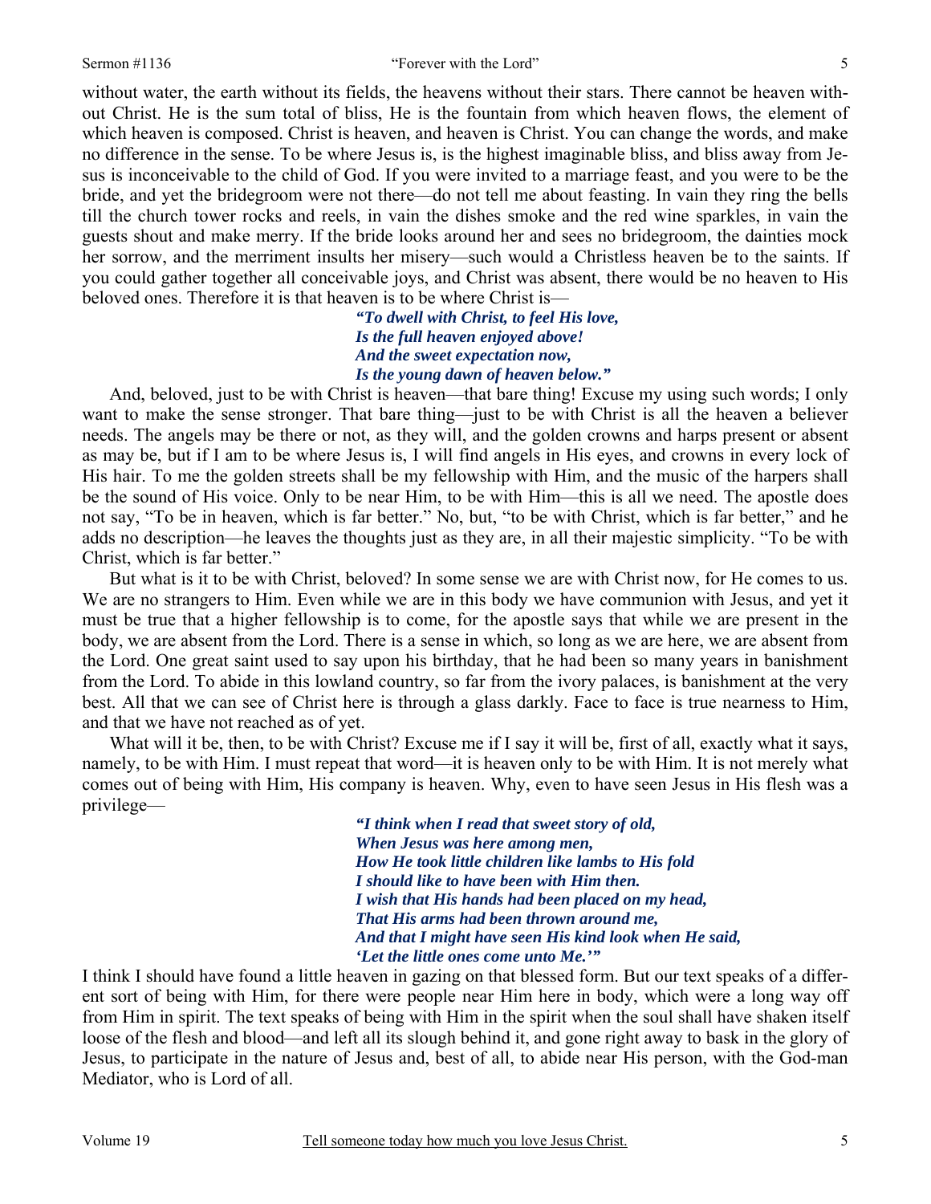without water, the earth without its fields, the heavens without their stars. There cannot be heaven without Christ. He is the sum total of bliss, He is the fountain from which heaven flows, the element of which heaven is composed. Christ is heaven, and heaven is Christ. You can change the words, and make no difference in the sense. To be where Jesus is, is the highest imaginable bliss, and bliss away from Jesus is inconceivable to the child of God. If you were invited to a marriage feast, and you were to be the bride, and yet the bridegroom were not there—do not tell me about feasting. In vain they ring the bells till the church tower rocks and reels, in vain the dishes smoke and the red wine sparkles, in vain the guests shout and make merry. If the bride looks around her and sees no bridegroom, the dainties mock her sorrow, and the merriment insults her misery—such would a Christless heaven be to the saints. If you could gather together all conceivable joys, and Christ was absent, there would be no heaven to His beloved ones. Therefore it is that heaven is to be where Christ is—

> ***"To dwell with Christ, to feel His love,***
> ***Is the full heaven enjoyed above!***
> ***And the sweet expectation now,***
> ***Is the young dawn of heaven below."***

And, beloved, just to be with Christ is heaven—that bare thing! Excuse my using such words; I only want to make the sense stronger. That bare thing—just to be with Christ is all the heaven a believer needs. The angels may be there or not, as they will, and the golden crowns and harps present or absent as may be, but if I am to be where Jesus is, I will find angels in His eyes, and crowns in every lock of His hair. To me the golden streets shall be my fellowship with Him, and the music of the harpers shall be the sound of His voice. Only to be near Him, to be with Him—this is all we need. The apostle does not say, "To be in heaven, which is far better." No, but, "to be with Christ, which is far better," and he adds no description—he leaves the thoughts just as they are, in all their majestic simplicity. "To be with Christ, which is far better."

But what is it to be with Christ, beloved? In some sense we are with Christ now, for He comes to us. We are no strangers to Him. Even while we are in this body we have communion with Jesus, and yet it must be true that a higher fellowship is to come, for the apostle says that while we are present in the body, we are absent from the Lord. There is a sense in which, so long as we are here, we are absent from the Lord. One great saint used to say upon his birthday, that he had been so many years in banishment from the Lord. To abide in this lowland country, so far from the ivory palaces, is banishment at the very best. All that we can see of Christ here is through a glass darkly. Face to face is true nearness to Him, and that we have not reached as of yet.

What will it be, then, to be with Christ? Excuse me if I say it will be, first of all, exactly what it says, namely, to be with Him. I must repeat that word—it is heaven only to be with Him. It is not merely what comes out of being with Him, His company is heaven. Why, even to have seen Jesus in His flesh was a privilege—

> ***"I think when I read that sweet story of old,***
> ***When Jesus was here among men,***
> ***How He took little children like lambs to His fold***
> ***I should like to have been with Him then.***
> ***I wish that His hands had been placed on my head,***
> ***That His arms had been thrown around me,***
> ***And that I might have seen His kind look when He said,***
> ***'Let the little ones come unto Me.'"***

I think I should have found a little heaven in gazing on that blessed form. But our text speaks of a different sort of being with Him, for there were people near Him here in body, which were a long way off from Him in spirit. The text speaks of being with Him in the spirit when the soul shall have shaken itself loose of the flesh and blood—and left all its slough behind it, and gone right away to bask in the glory of Jesus, to participate in the nature of Jesus and, best of all, to abide near His person, with the God-man Mediator, who is Lord of all.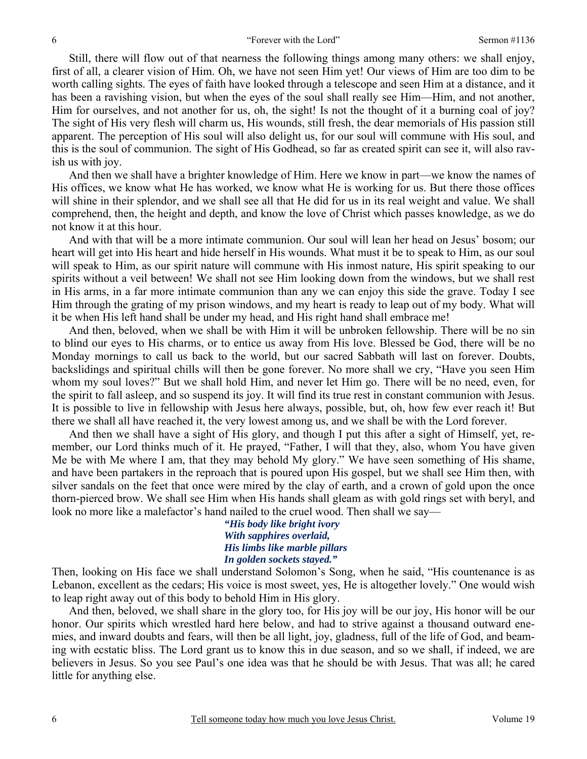Still, there will flow out of that nearness the following things among many others: we shall enjoy, first of all, a clearer vision of Him. Oh, we have not seen Him yet! Our views of Him are too dim to be worth calling sights. The eyes of faith have looked through a telescope and seen Him at a distance, and it has been a ravishing vision, but when the eyes of the soul shall really see Him—Him, and not another, Him for ourselves, and not another for us, oh, the sight! Is not the thought of it a burning coal of joy? The sight of His very flesh will charm us, His wounds, still fresh, the dear memorials of His passion still apparent. The perception of His soul will also delight us, for our soul will commune with His soul, and this is the soul of communion. The sight of His Godhead, so far as created spirit can see it, will also ravish us with joy.

And then we shall have a brighter knowledge of Him. Here we know in part—we know the names of His offices, we know what He has worked, we know what He is working for us. But there those offices will shine in their splendor, and we shall see all that He did for us in its real weight and value. We shall comprehend, then, the height and depth, and know the love of Christ which passes knowledge, as we do not know it at this hour.

And with that will be a more intimate communion. Our soul will lean her head on Jesus' bosom; our heart will get into His heart and hide herself in His wounds. What must it be to speak to Him, as our soul will speak to Him, as our spirit nature will commune with His inmost nature, His spirit speaking to our spirits without a veil between! We shall not see Him looking down from the windows, but we shall rest in His arms, in a far more intimate communion than any we can enjoy this side the grave. Today I see Him through the grating of my prison windows, and my heart is ready to leap out of my body. What will it be when His left hand shall be under my head, and His right hand shall embrace me!

And then, beloved, when we shall be with Him it will be unbroken fellowship. There will be no sin to blind our eyes to His charms, or to entice us away from His love. Blessed be God, there will be no Monday mornings to call us back to the world, but our sacred Sabbath will last on forever. Doubts, backslidings and spiritual chills will then be gone forever. No more shall we cry, "Have you seen Him whom my soul loves?" But we shall hold Him, and never let Him go. There will be no need, even, for the spirit to fall asleep, and so suspend its joy. It will find its true rest in constant communion with Jesus. It is possible to live in fellowship with Jesus here always, possible, but, oh, how few ever reach it! But there we shall all have reached it, the very lowest among us, and we shall be with the Lord forever.

And then we shall have a sight of His glory, and though I put this after a sight of Himself, yet, remember, our Lord thinks much of it. He prayed, "Father, I will that they, also, whom You have given Me be with Me where I am, that they may behold My glory." We have seen something of His shame, and have been partakers in the reproach that is poured upon His gospel, but we shall see Him then, with silver sandals on the feet that once were mired by the clay of earth, and a crown of gold upon the once thorn-pierced brow. We shall see Him when His hands shall gleam as with gold rings set with beryl, and look no more like a malefactor's hand nailed to the cruel wood. Then shall we say—

> ***"His body like bright ivory***
> ***With sapphires overlaid,***
> ***His limbs like marble pillars***
> ***In golden sockets stayed."***

Then, looking on His face we shall understand Solomon's Song, when he said, "His countenance is as Lebanon, excellent as the cedars; His voice is most sweet, yes, He is altogether lovely." One would wish to leap right away out of this body to behold Him in His glory.

And then, beloved, we shall share in the glory too, for His joy will be our joy, His honor will be our honor. Our spirits which wrestled hard here below, and had to strive against a thousand outward enemies, and inward doubts and fears, will then be all light, joy, gladness, full of the life of God, and beaming with ecstatic bliss. The Lord grant us to know this in due season, and so we shall, if indeed, we are believers in Jesus. So you see Paul's one idea was that he should be with Jesus. That was all; he cared little for anything else.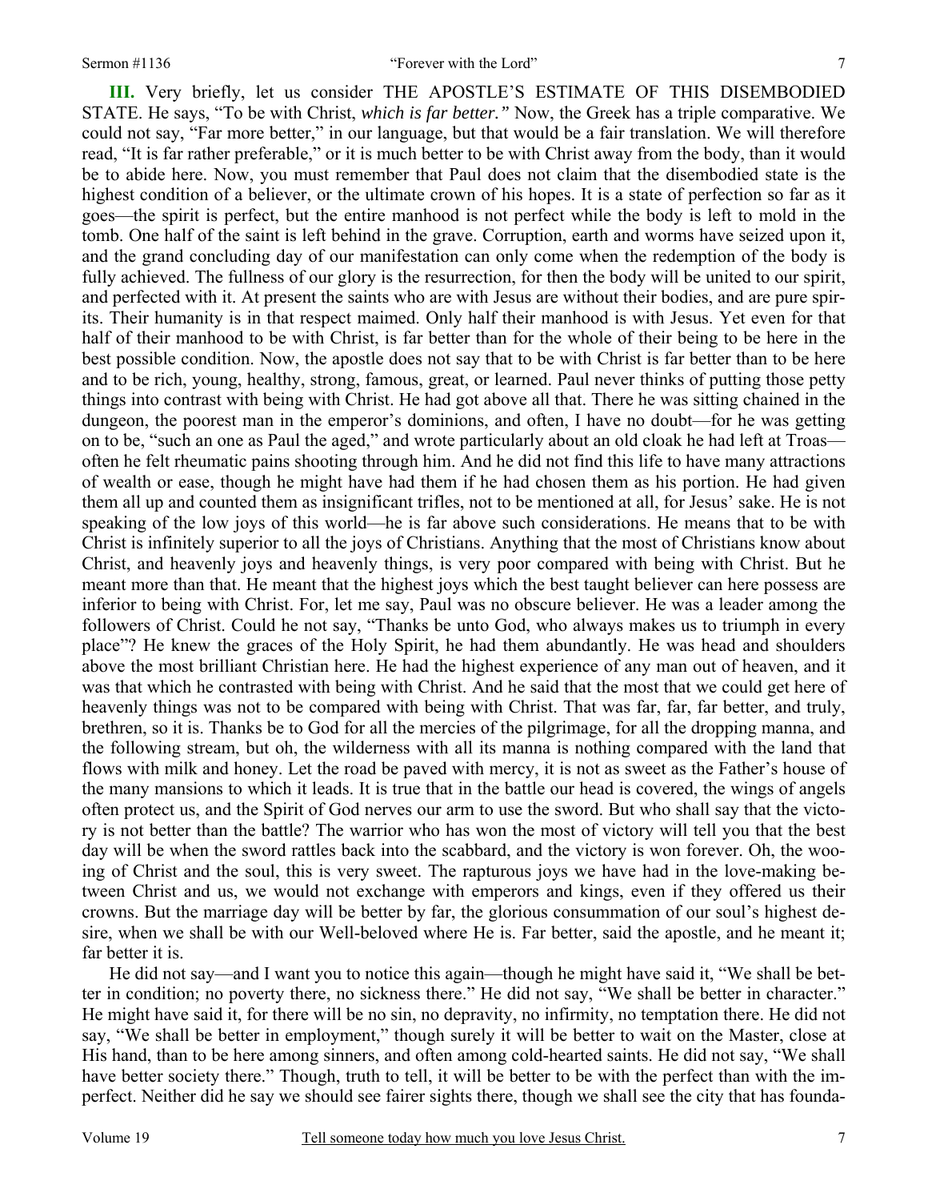**III.** Very briefly, let us consider THE APOSTLE'S ESTIMATE OF THIS DISEMBODIED STATE. He says, "To be with Christ, *which is far better."* Now, the Greek has a triple comparative. We could not say, "Far more better," in our language, but that would be a fair translation. We will therefore read, "It is far rather preferable," or it is much better to be with Christ away from the body, than it would be to abide here. Now, you must remember that Paul does not claim that the disembodied state is the highest condition of a believer, or the ultimate crown of his hopes. It is a state of perfection so far as it goes—the spirit is perfect, but the entire manhood is not perfect while the body is left to mold in the tomb. One half of the saint is left behind in the grave. Corruption, earth and worms have seized upon it, and the grand concluding day of our manifestation can only come when the redemption of the body is fully achieved. The fullness of our glory is the resurrection, for then the body will be united to our spirit, and perfected with it. At present the saints who are with Jesus are without their bodies, and are pure spirits. Their humanity is in that respect maimed. Only half their manhood is with Jesus. Yet even for that half of their manhood to be with Christ, is far better than for the whole of their being to be here in the best possible condition. Now, the apostle does not say that to be with Christ is far better than to be here and to be rich, young, healthy, strong, famous, great, or learned. Paul never thinks of putting those petty things into contrast with being with Christ. He had got above all that. There he was sitting chained in the dungeon, the poorest man in the emperor's dominions, and often, I have no doubt—for he was getting on to be, "such an one as Paul the aged," and wrote particularly about an old cloak he had left at Troas—often he felt rheumatic pains shooting through him. And he did not find this life to have many attractions of wealth or ease, though he might have had them if he had chosen them as his portion. He had given them all up and counted them as insignificant trifles, not to be mentioned at all, for Jesus' sake. He is not speaking of the low joys of this world—he is far above such considerations. He means that to be with Christ is infinitely superior to all the joys of Christians. Anything that the most of Christians know about Christ, and heavenly joys and heavenly things, is very poor compared with being with Christ. But he meant more than that. He meant that the highest joys which the best taught believer can here possess are inferior to being with Christ. For, let me say, Paul was no obscure believer. He was a leader among the followers of Christ. Could he not say, "Thanks be unto God, who always makes us to triumph in every place"? He knew the graces of the Holy Spirit, he had them abundantly. He was head and shoulders above the most brilliant Christian here. He had the highest experience of any man out of heaven, and it was that which he contrasted with being with Christ. And he said that the most that we could get here of heavenly things was not to be compared with being with Christ. That was far, far, far better, and truly, brethren, so it is. Thanks be to God for all the mercies of the pilgrimage, for all the dropping manna, and the following stream, but oh, the wilderness with all its manna is nothing compared with the land that flows with milk and honey. Let the road be paved with mercy, it is not as sweet as the Father's house of the many mansions to which it leads. It is true that in the battle our head is covered, the wings of angels often protect us, and the Spirit of God nerves our arm to use the sword. But who shall say that the victory is not better than the battle? The warrior who has won the most of victory will tell you that the best day will be when the sword rattles back into the scabbard, and the victory is won forever. Oh, the wooing of Christ and the soul, this is very sweet. The rapturous joys we have had in the love-making between Christ and us, we would not exchange with emperors and kings, even if they offered us their crowns. But the marriage day will be better by far, the glorious consummation of our soul's highest desire, when we shall be with our Well-beloved where He is. Far better, said the apostle, and he meant it; far better it is.

He did not say—and I want you to notice this again—though he might have said it, "We shall be better in condition; no poverty there, no sickness there." He did not say, "We shall be better in character." He might have said it, for there will be no sin, no depravity, no infirmity, no temptation there. He did not say, "We shall be better in employment," though surely it will be better to wait on the Master, close at His hand, than to be here among sinners, and often among cold-hearted saints. He did not say, "We shall have better society there." Though, truth to tell, it will be better to be with the perfect than with the imperfect. Neither did he say we should see fairer sights there, though we shall see the city that has founda-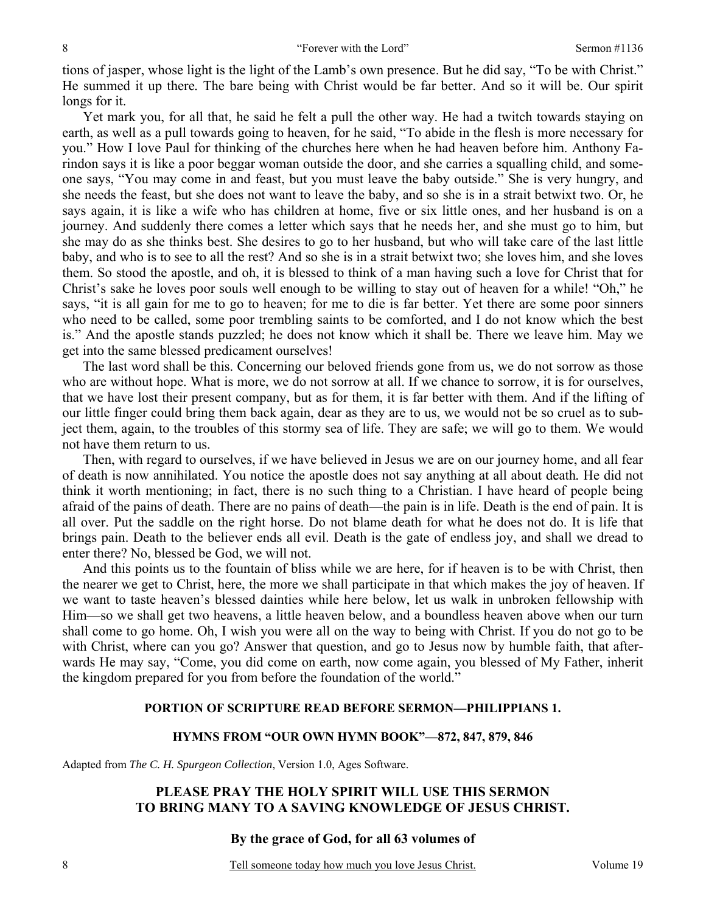tions of jasper, whose light is the light of the Lamb's own presence. But he did say, "To be with Christ." He summed it up there. The bare being with Christ would be far better. And so it will be. Our spirit longs for it.

Yet mark you, for all that, he said he felt a pull the other way. He had a twitch towards staying on earth, as well as a pull towards going to heaven, for he said, "To abide in the flesh is more necessary for you." How I love Paul for thinking of the churches here when he had heaven before him. Anthony Farindon says it is like a poor beggar woman outside the door, and she carries a squalling child, and someone says, "You may come in and feast, but you must leave the baby outside." She is very hungry, and she needs the feast, but she does not want to leave the baby, and so she is in a strait betwixt two. Or, he says again, it is like a wife who has children at home, five or six little ones, and her husband is on a journey. And suddenly there comes a letter which says that he needs her, and she must go to him, but she may do as she thinks best. She desires to go to her husband, but who will take care of the last little baby, and who is to see to all the rest? And so she is in a strait betwixt two; she loves him, and she loves them. So stood the apostle, and oh, it is blessed to think of a man having such a love for Christ that for Christ's sake he loves poor souls well enough to be willing to stay out of heaven for a while! "Oh," he says, "it is all gain for me to go to heaven; for me to die is far better. Yet there are some poor sinners who need to be called, some poor trembling saints to be comforted, and I do not know which the best is." And the apostle stands puzzled; he does not know which it shall be. There we leave him. May we get into the same blessed predicament ourselves!

The last word shall be this. Concerning our beloved friends gone from us, we do not sorrow as those who are without hope. What is more, we do not sorrow at all. If we chance to sorrow, it is for ourselves, that we have lost their present company, but as for them, it is far better with them. And if the lifting of our little finger could bring them back again, dear as they are to us, we would not be so cruel as to subject them, again, to the troubles of this stormy sea of life. They are safe; we will go to them. We would not have them return to us.

Then, with regard to ourselves, if we have believed in Jesus we are on our journey home, and all fear of death is now annihilated. You notice the apostle does not say anything at all about death. He did not think it worth mentioning; in fact, there is no such thing to a Christian. I have heard of people being afraid of the pains of death. There are no pains of death—the pain is in life. Death is the end of pain. It is all over. Put the saddle on the right horse. Do not blame death for what he does not do. It is life that brings pain. Death to the believer ends all evil. Death is the gate of endless joy, and shall we dread to enter there? No, blessed be God, we will not.

And this points us to the fountain of bliss while we are here, for if heaven is to be with Christ, then the nearer we get to Christ, here, the more we shall participate in that which makes the joy of heaven. If we want to taste heaven's blessed dainties while here below, let us walk in unbroken fellowship with Him—so we shall get two heavens, a little heaven below, and a boundless heaven above when our turn shall come to go home. Oh, I wish you were all on the way to being with Christ. If you do not go to be with Christ, where can you go? Answer that question, and go to Jesus now by humble faith, that afterwards He may say, "Come, you did come on earth, now come again, you blessed of My Father, inherit the kingdom prepared for you from before the foundation of the world."

**PORTION OF SCRIPTURE READ BEFORE SERMON—PHILIPPIANS 1.**

**HYMNS FROM "OUR OWN HYMN BOOK"—872, 847, 879, 846**

Adapted from *The C. H. Spurgeon Collection*, Version 1.0, Ages Software.

**PLEASE PRAY THE HOLY SPIRIT WILL USE THIS SERMON TO BRING MANY TO A SAVING KNOWLEDGE OF JESUS CHRIST.**

**By the grace of God, for all 63 volumes of**

Tell someone today how much you love Jesus Christ.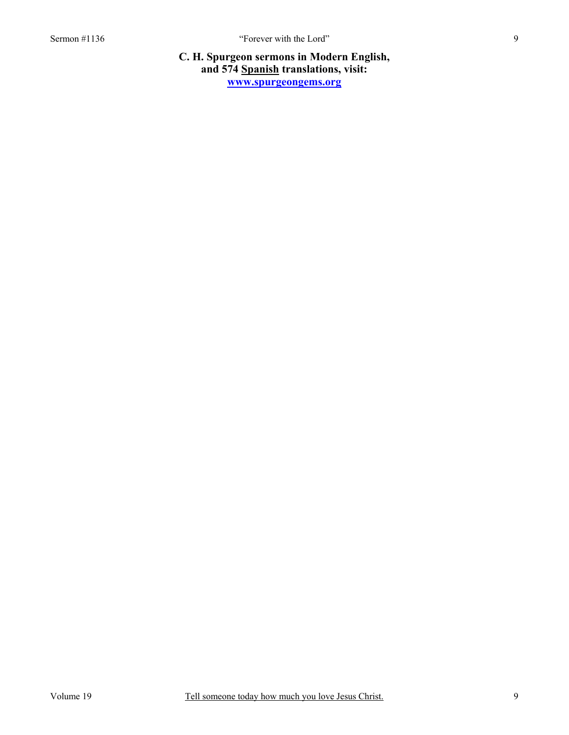**C. H. Spurgeon sermons in Modern English, and 574 Spanish translations, visit: www.spurgeongems.org**